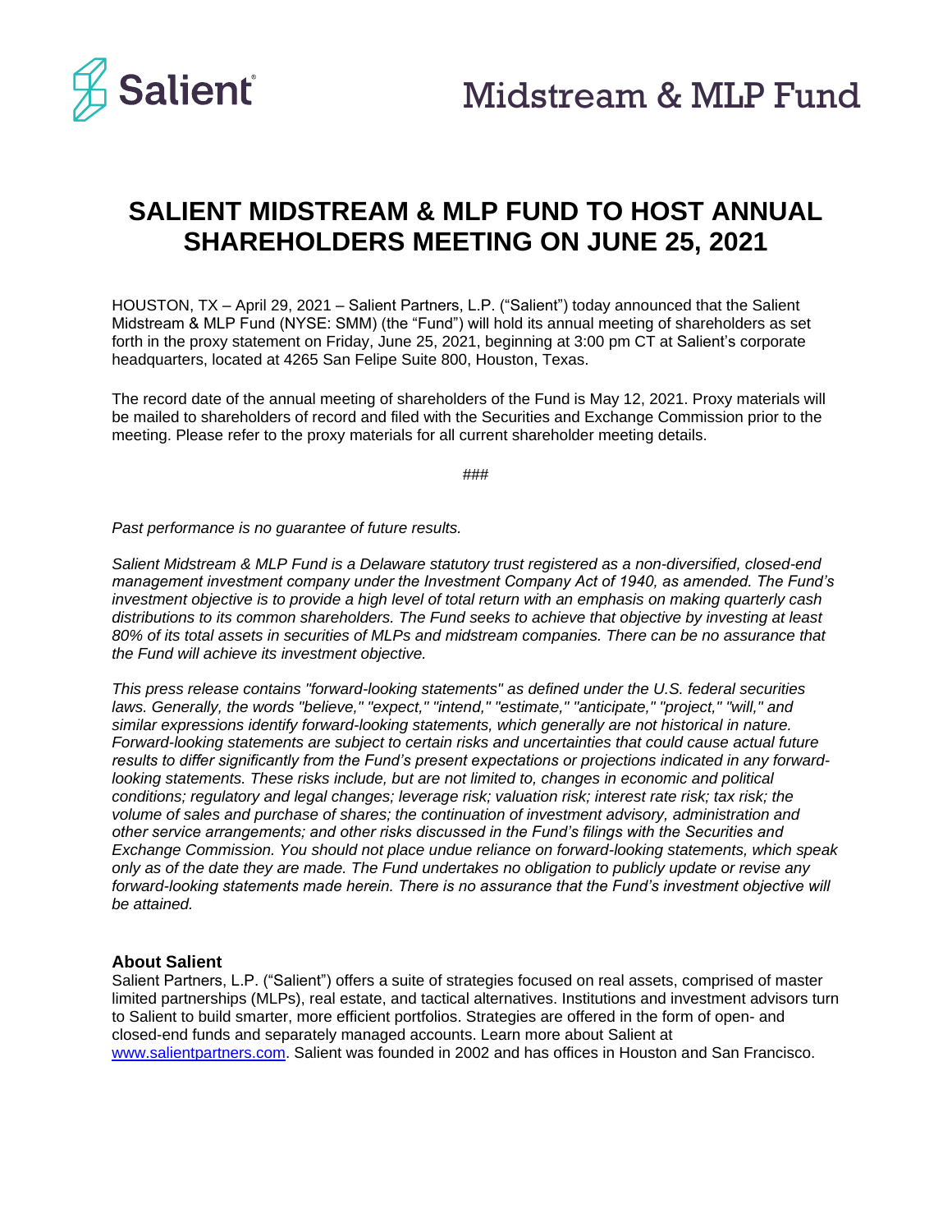Salient®

Midstream & MLP Fund

# SALIENT MIDSTREAM & MLP FUND TO HOST ANNUAL SHAREHOLDERS MEETING ON JUNE 25, 2021

HOUSTON, TX – April 29, 2021 – Salient Partners, L.P. ("Salient") today announced that the Salient Midstream & MLP Fund (NYSE: SMM) (the "Fund") will hold its annual meeting of shareholders as set forth in the proxy statement on Friday, June 25, 2021, beginning at 3:00 pm CT at Salient's corporate headquarters, located at 4265 San Felipe Suite 800, Houston, Texas.

The record date of the annual meeting of shareholders of the Fund is May 12, 2021. Proxy materials will be mailed to shareholders of record and filed with the Securities and Exchange Commission prior to the meeting. Please refer to the proxy materials for all current shareholder meeting details.

###

*Past performance is no guarantee of future results.*

*Salient Midstream & MLP Fund is a Delaware statutory trust registered as a non-diversified, closed-end management investment company under the Investment Company Act of 1940, as amended. The Fund's investment objective is to provide a high level of total return with an emphasis on making quarterly cash distributions to its common shareholders. The Fund seeks to achieve that objective by investing at least 80% of its total assets in securities of MLPs and midstream companies. There can be no assurance that the Fund will achieve its investment objective.*

*This press release contains "forward-looking statements" as defined under the U.S. federal securities laws. Generally, the words "believe," "expect," "intend," "estimate," "anticipate," "project," "will," and similar expressions identify forward-looking statements, which generally are not historical in nature. Forward-looking statements are subject to certain risks and uncertainties that could cause actual future results to differ significantly from the Fund's present expectations or projections indicated in any forward-looking statements. These risks include, but are not limited to, changes in economic and political conditions; regulatory and legal changes; leverage risk; valuation risk; interest rate risk; tax risk; the volume of sales and purchase of shares; the continuation of investment advisory, administration and other service arrangements; and other risks discussed in the Fund's filings with the Securities and Exchange Commission. You should not place undue reliance on forward-looking statements, which speak only as of the date they are made. The Fund undertakes no obligation to publicly update or revise any forward-looking statements made herein. There is no assurance that the Fund's investment objective will be attained.*

### About Salient

Salient Partners, L.P. ("Salient") offers a suite of strategies focused on real assets, comprised of master limited partnerships (MLPs), real estate, and tactical alternatives. Institutions and investment advisors turn to Salient to build smarter, more efficient portfolios. Strategies are offered in the form of open- and closed-end funds and separately managed accounts. Learn more about Salient at www.salientpartners.com. Salient was founded in 2002 and has offices in Houston and San Francisco.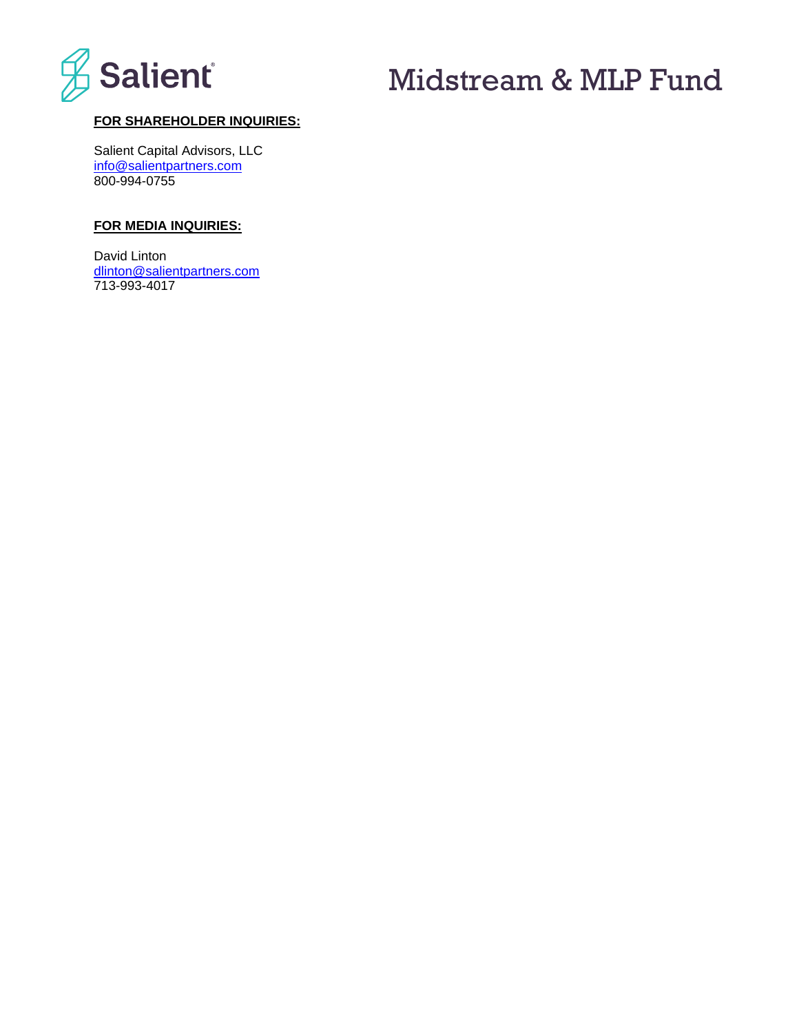Salient

# Midstream & MLP Fund

**FOR SHAREHOLDER INQUIRIES:**

Salient Capital Advisors, LLC
info@salientpartners.com
800-994-0755

**FOR MEDIA INQUIRIES:**

David Linton
dlinton@salientpartners.com
713-993-4017